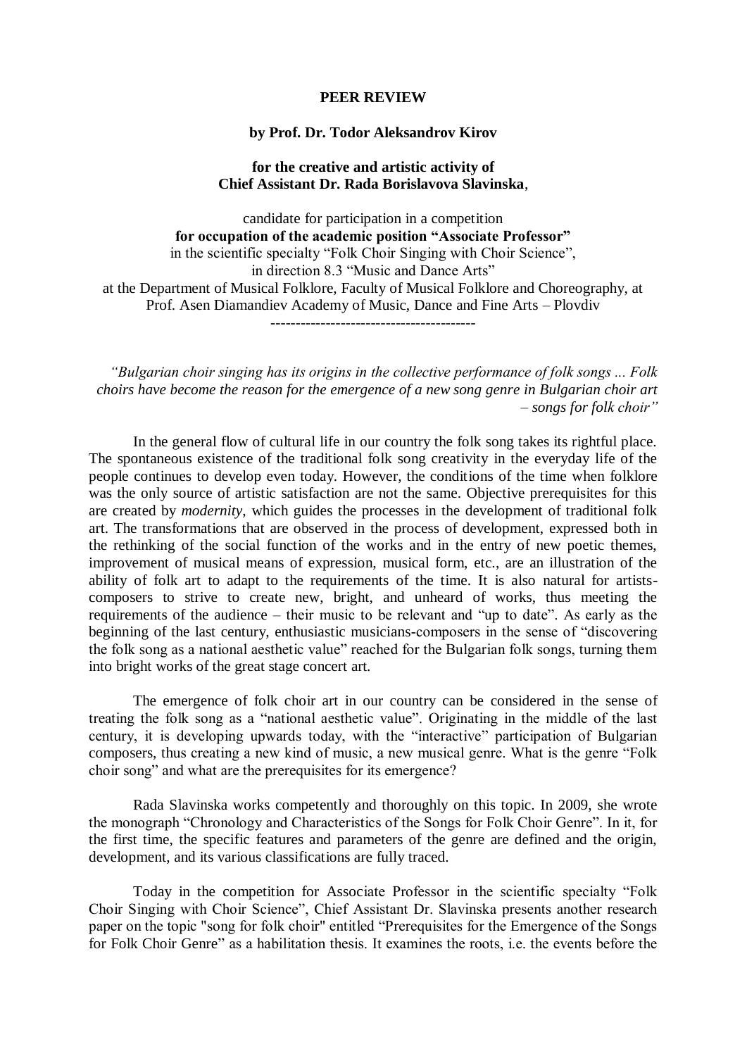# PEER REVIEW

**by Prof. Dr. Todor Aleksandrov Kirov**

**for the creative and artistic activity of**
**Chief Assistant Dr. Rada Borislavova Slavinska**,

candidate for participation in a competition
**for occupation of the academic position "Associate Professor"**
in the scientific specialty "Folk Choir Singing with Choir Science",
in direction 8.3 "Music and Dance Arts"
at the Department of Musical Folklore, Faculty of Musical Folklore and Choreography, at Prof. Asen Diamandiev Academy of Music, Dance and Fine Arts – Plovdiv

----------------------------------------

*"Bulgarian choir singing has its origins in the collective performance of folk songs ... Folk choirs have become the reason for the emergence of a new song genre in Bulgarian choir art – songs for folk choir"*

In the general flow of cultural life in our country the folk song takes its rightful place. The spontaneous existence of the traditional folk song creativity in the everyday life of the people continues to develop even today. However, the conditions of the time when folklore was the only source of artistic satisfaction are not the same. Objective prerequisites for this are created by *modernity*, which guides the processes in the development of traditional folk art. The transformations that are observed in the process of development, expressed both in the rethinking of the social function of the works and in the entry of new poetic themes, improvement of musical means of expression, musical form, etc., are an illustration of the ability of folk art to adapt to the requirements of the time. It is also natural for artists-composers to strive to create new, bright, and unheard of works, thus meeting the requirements of the audience – their music to be relevant and "up to date". As early as the beginning of the last century, enthusiastic musicians-composers in the sense of "discovering the folk song as a national aesthetic value" reached for the Bulgarian folk songs, turning them into bright works of the great stage concert art.

The emergence of folk choir art in our country can be considered in the sense of treating the folk song as a "national aesthetic value". Originating in the middle of the last century, it is developing upwards today, with the "interactive" participation of Bulgarian composers, thus creating a new kind of music, a new musical genre. What is the genre "Folk choir song" and what are the prerequisites for its emergence?

Rada Slavinska works competently and thoroughly on this topic. In 2009, she wrote the monograph "Chronology and Characteristics of the Songs for Folk Choir Genre". In it, for the first time, the specific features and parameters of the genre are defined and the origin, development, and its various classifications are fully traced.

Today in the competition for Associate Professor in the scientific specialty "Folk Choir Singing with Choir Science", Chief Assistant Dr. Slavinska presents another research paper on the topic "song for folk choir" entitled "Prerequisites for the Emergence of the Songs for Folk Choir Genre" as a habilitation thesis. It examines the roots, i.e. the events before the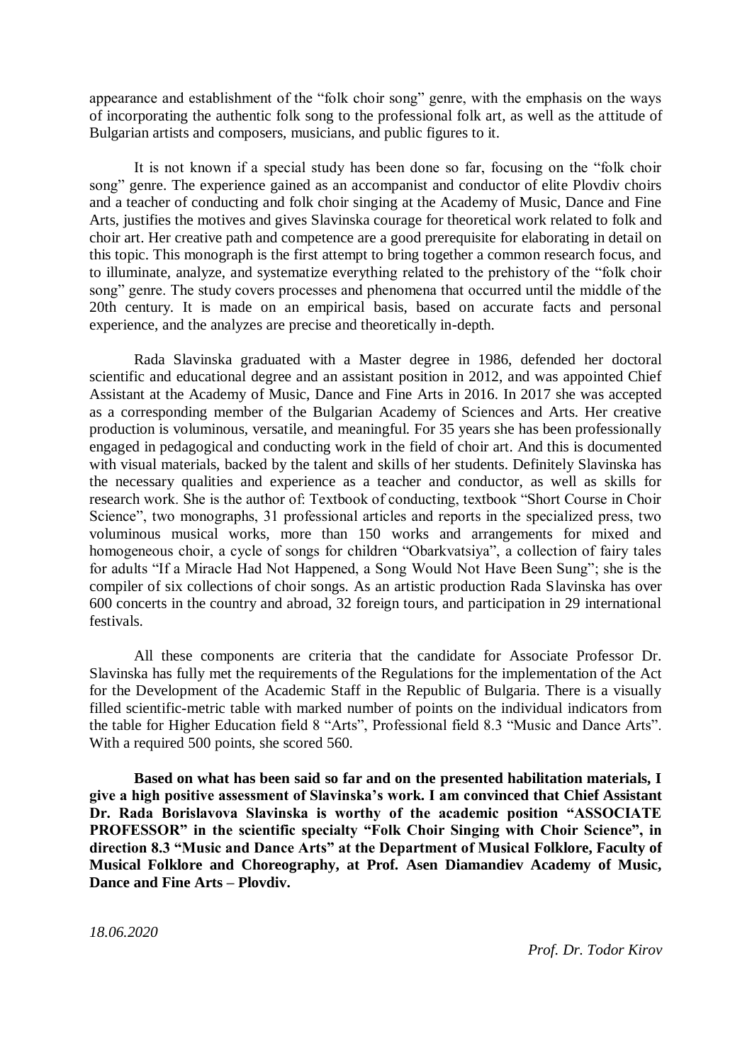appearance and establishment of the "folk choir song" genre, with the emphasis on the ways of incorporating the authentic folk song to the professional folk art, as well as the attitude of Bulgarian artists and composers, musicians, and public figures to it.

It is not known if a special study has been done so far, focusing on the "folk choir song" genre. The experience gained as an accompanist and conductor of elite Plovdiv choirs and a teacher of conducting and folk choir singing at the Academy of Music, Dance and Fine Arts, justifies the motives and gives Slavinska courage for theoretical work related to folk and choir art. Her creative path and competence are a good prerequisite for elaborating in detail on this topic. This monograph is the first attempt to bring together a common research focus, and to illuminate, analyze, and systematize everything related to the prehistory of the "folk choir song" genre. The study covers processes and phenomena that occurred until the middle of the 20th century. It is made on an empirical basis, based on accurate facts and personal experience, and the analyzes are precise and theoretically in-depth.

Rada Slavinska graduated with a Master degree in 1986, defended her doctoral scientific and educational degree and an assistant position in 2012, and was appointed Chief Assistant at the Academy of Music, Dance and Fine Arts in 2016. In 2017 she was accepted as a corresponding member of the Bulgarian Academy of Sciences and Arts. Her creative production is voluminous, versatile, and meaningful. For 35 years she has been professionally engaged in pedagogical and conducting work in the field of choir art. And this is documented with visual materials, backed by the talent and skills of her students. Definitely Slavinska has the necessary qualities and experience as a teacher and conductor, as well as skills for research work. She is the author of: Textbook of conducting, textbook "Short Course in Choir Science", two monographs, 31 professional articles and reports in the specialized press, two voluminous musical works, more than 150 works and arrangements for mixed and homogeneous choir, a cycle of songs for children "Obarkvatsiya", a collection of fairy tales for adults "If a Miracle Had Not Happened, a Song Would Not Have Been Sung"; she is the compiler of six collections of choir songs. As an artistic production Rada Slavinska has over 600 concerts in the country and abroad, 32 foreign tours, and participation in 29 international festivals.

All these components are criteria that the candidate for Associate Professor Dr. Slavinska has fully met the requirements of the Regulations for the implementation of the Act for the Development of the Academic Staff in the Republic of Bulgaria. There is a visually filled scientific-metric table with marked number of points on the individual indicators from the table for Higher Education field 8 "Arts", Professional field 8.3 "Music and Dance Arts". With a required 500 points, she scored 560.

**Based on what has been said so far and on the presented habilitation materials, I give a high positive assessment of Slavinska's work. I am convinced that Chief Assistant Dr. Rada Borislavova Slavinska is worthy of the academic position "ASSOCIATE PROFESSOR" in the scientific specialty "Folk Choir Singing with Choir Science", in direction 8.3 "Music and Dance Arts" at the Department of Musical Folklore, Faculty of Musical Folklore and Choreography, at Prof. Asen Diamandiev Academy of Music, Dance and Fine Arts – Plovdiv.**

*18.06.2020*

*Prof. Dr. Todor Kirov*